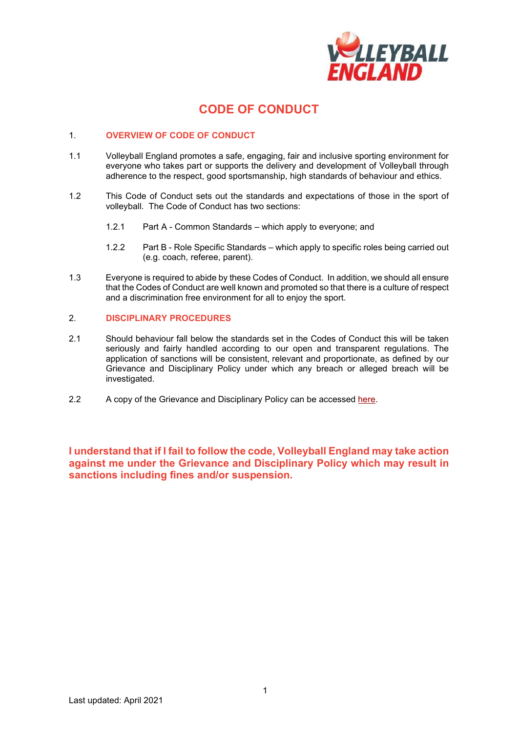# CODE OF CONDUCT

## 1. OVERVIEW OF CODE OF CONDUCT

1.1 Volleyball England promotes a safe, engaging, fair and inclusive sporting environment for everyone who takes part or supports the delivery and development of Volleyball through adherence to the respect, good sportsmanship, high standards of behaviour and ethics.

1.2 This Code of Conduct sets out the standards and expectations of those in the sport of volleyball. The Code of Conduct has two sections:

1.2.1 Part A - Common Standards – which apply to everyone; and

1.2.2 Part B - Role Specific Standards – which apply to specific roles being carried out (e.g. coach, referee, parent).

1.3 Everyone is required to abide by these Codes of Conduct. In addition, we should all ensure that the Codes of Conduct are well known and promoted so that there is a culture of respect and a discrimination free environment for all to enjoy the sport.

## 2. DISCIPLINARY PROCEDURES

2.1 Should behaviour fall below the standards set in the Codes of Conduct this will be taken seriously and fairly handled according to our open and transparent regulations. The application of sanctions will be consistent, relevant and proportionate, as defined by our Grievance and Disciplinary Policy under which any breach or alleged breach will be investigated.

2.2 A copy of the Grievance and Disciplinary Policy can be accessed here.

**I understand that if I fail to follow the code, Volleyball England may take action against me under the Grievance and Disciplinary Policy which may result in sanctions including fines and/or suspension.**

Last updated: April 2021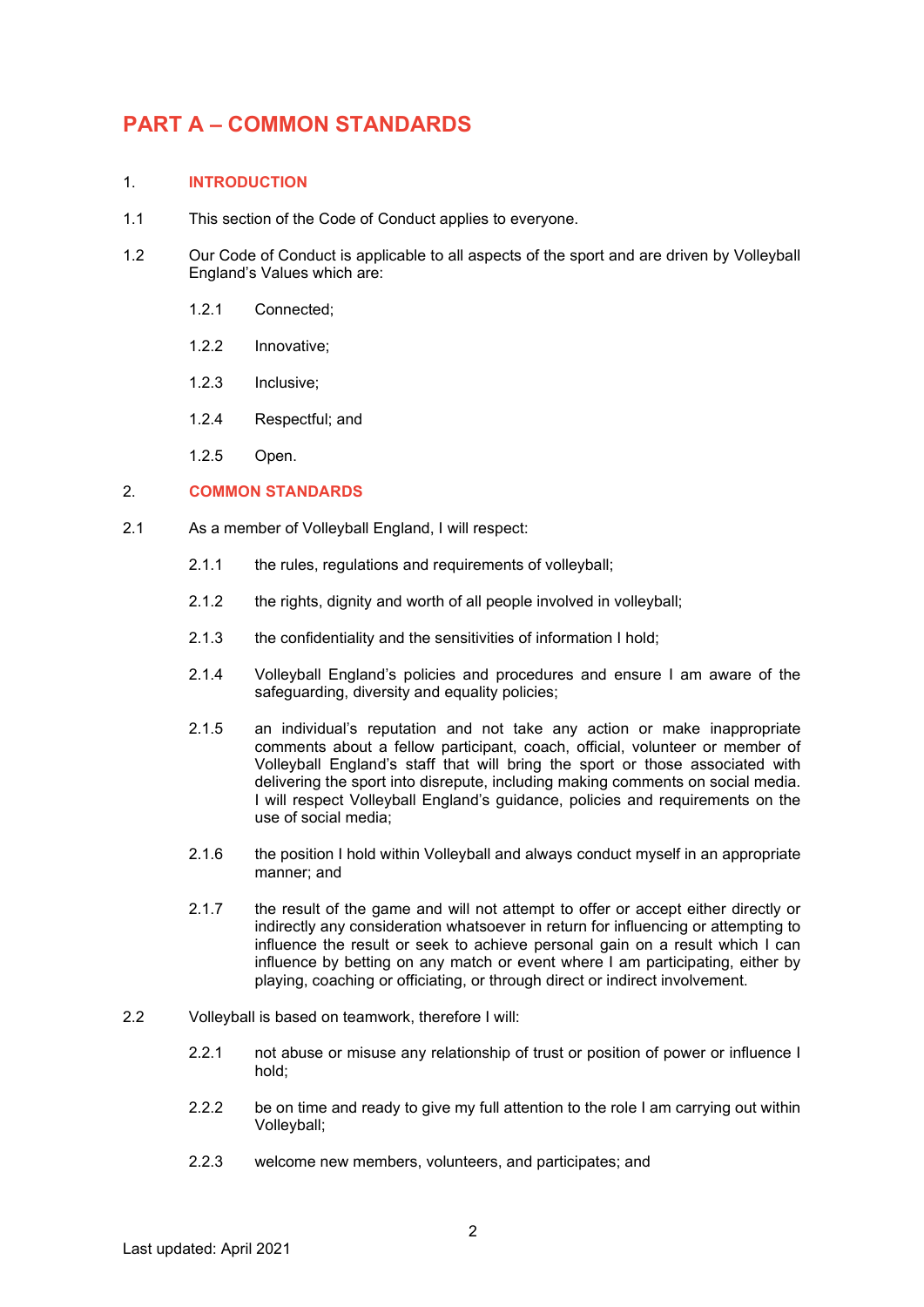# PART A – COMMON STANDARDS

## 1. INTRODUCTION

1.1 This section of the Code of Conduct applies to everyone.

1.2 Our Code of Conduct is applicable to all aspects of the sport and are driven by Volleyball England's Values which are:

- 1.2.1 Connected;
- 1.2.2 Innovative;
- 1.2.3 Inclusive;
- 1.2.4 Respectful; and
- 1.2.5 Open.

## 2. COMMON STANDARDS

2.1 As a member of Volleyball England, I will respect:

- 2.1.1 the rules, regulations and requirements of volleyball;
- 2.1.2 the rights, dignity and worth of all people involved in volleyball;
- 2.1.3 the confidentiality and the sensitivities of information I hold;
- 2.1.4 Volleyball England's policies and procedures and ensure I am aware of the safeguarding, diversity and equality policies;
- 2.1.5 an individual's reputation and not take any action or make inappropriate comments about a fellow participant, coach, official, volunteer or member of Volleyball England's staff that will bring the sport or those associated with delivering the sport into disrepute, including making comments on social media. I will respect Volleyball England's guidance, policies and requirements on the use of social media;
- 2.1.6 the position I hold within Volleyball and always conduct myself in an appropriate manner; and
- 2.1.7 the result of the game and will not attempt to offer or accept either directly or indirectly any consideration whatsoever in return for influencing or attempting to influence the result or seek to achieve personal gain on a result which I can influence by betting on any match or event where I am participating, either by playing, coaching or officiating, or through direct or indirect involvement.

2.2 Volleyball is based on teamwork, therefore I will:

- 2.2.1 not abuse or misuse any relationship of trust or position of power or influence I hold;
- 2.2.2 be on time and ready to give my full attention to the role I am carrying out within Volleyball;
- 2.2.3 welcome new members, volunteers, and participates; and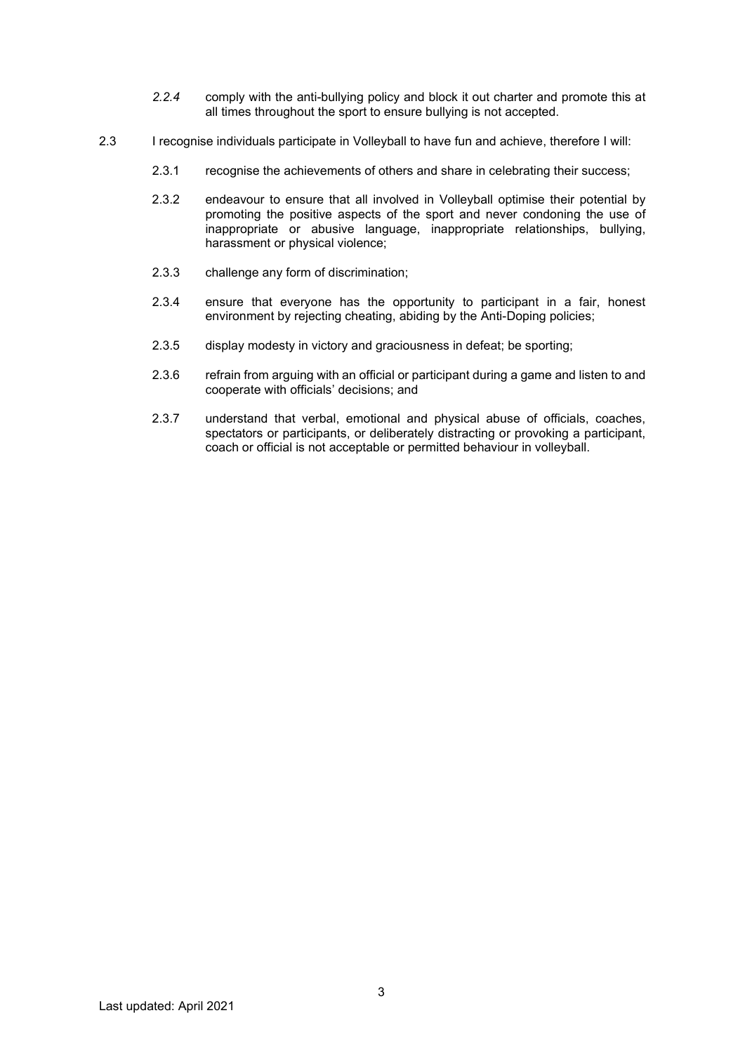*2.2.4* comply with the anti-bullying policy and block it out charter and promote this at all times throughout the sport to ensure bullying is not accepted.

2.3 I recognise individuals participate in Volleyball to have fun and achieve, therefore I will:

2.3.1 recognise the achievements of others and share in celebrating their success;

2.3.2 endeavour to ensure that all involved in Volleyball optimise their potential by promoting the positive aspects of the sport and never condoning the use of inappropriate or abusive language, inappropriate relationships, bullying, harassment or physical violence;

2.3.3 challenge any form of discrimination;

2.3.4 ensure that everyone has the opportunity to participant in a fair, honest environment by rejecting cheating, abiding by the Anti-Doping policies;

2.3.5 display modesty in victory and graciousness in defeat; be sporting;

2.3.6 refrain from arguing with an official or participant during a game and listen to and cooperate with officials' decisions; and

2.3.7 understand that verbal, emotional and physical abuse of officials, coaches, spectators or participants, or deliberately distracting or provoking a participant, coach or official is not acceptable or permitted behaviour in volleyball.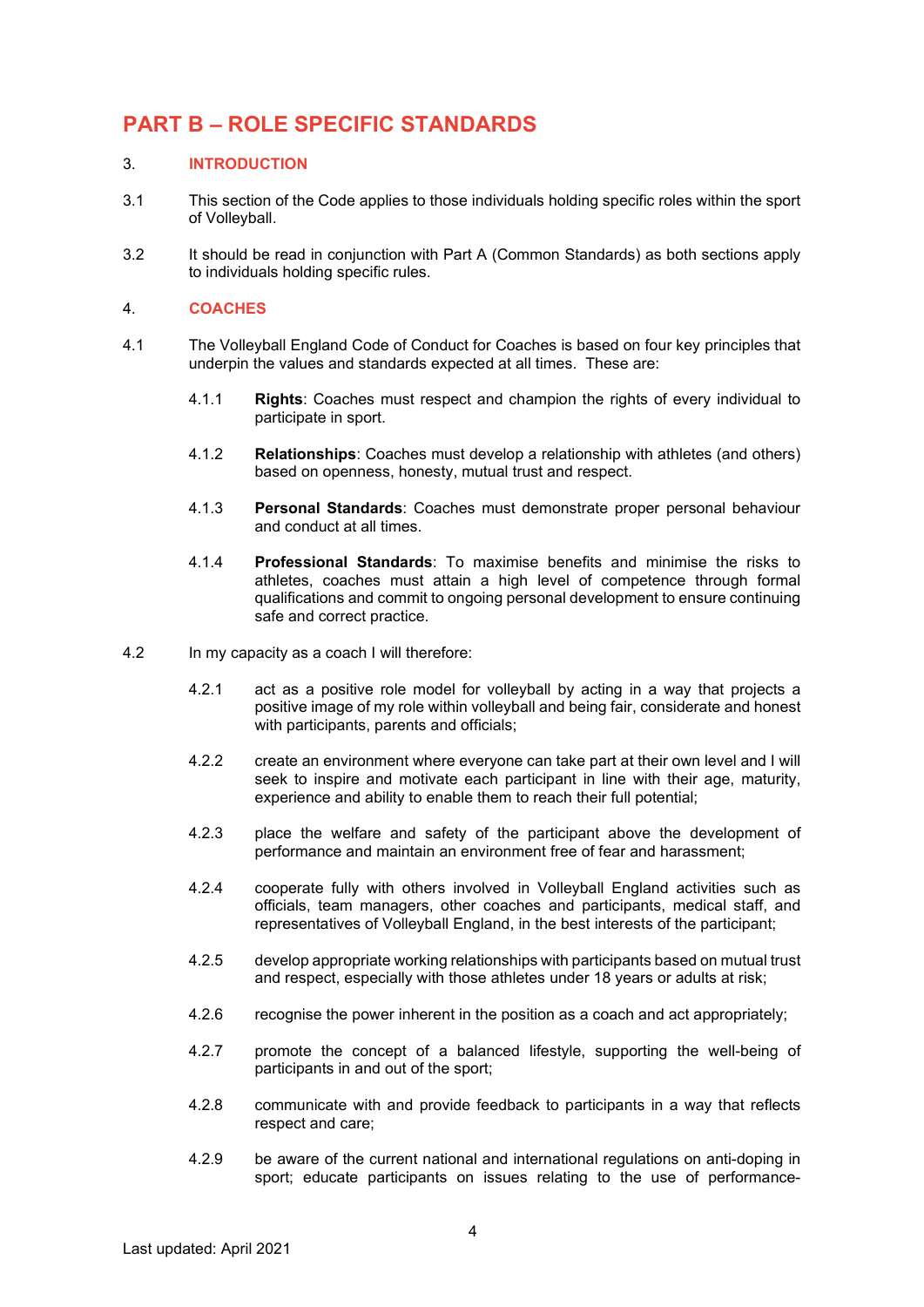# PART B – ROLE SPECIFIC STANDARDS

## 3. INTRODUCTION

3.1 This section of the Code applies to those individuals holding specific roles within the sport of Volleyball.

3.2 It should be read in conjunction with Part A (Common Standards) as both sections apply to individuals holding specific rules.

## 4. COACHES

4.1 The Volleyball England Code of Conduct for Coaches is based on four key principles that underpin the values and standards expected at all times. These are:

4.1.1 **Rights**: Coaches must respect and champion the rights of every individual to participate in sport.

4.1.2 **Relationships**: Coaches must develop a relationship with athletes (and others) based on openness, honesty, mutual trust and respect.

4.1.3 **Personal Standards**: Coaches must demonstrate proper personal behaviour and conduct at all times.

4.1.4 **Professional Standards**: To maximise benefits and minimise the risks to athletes, coaches must attain a high level of competence through formal qualifications and commit to ongoing personal development to ensure continuing safe and correct practice.

4.2 In my capacity as a coach I will therefore:

4.2.1 act as a positive role model for volleyball by acting in a way that projects a positive image of my role within volleyball and being fair, considerate and honest with participants, parents and officials;

4.2.2 create an environment where everyone can take part at their own level and I will seek to inspire and motivate each participant in line with their age, maturity, experience and ability to enable them to reach their full potential;

4.2.3 place the welfare and safety of the participant above the development of performance and maintain an environment free of fear and harassment;

4.2.4 cooperate fully with others involved in Volleyball England activities such as officials, team managers, other coaches and participants, medical staff, and representatives of Volleyball England, in the best interests of the participant;

4.2.5 develop appropriate working relationships with participants based on mutual trust and respect, especially with those athletes under 18 years or adults at risk;

4.2.6 recognise the power inherent in the position as a coach and act appropriately;

4.2.7 promote the concept of a balanced lifestyle, supporting the well-being of participants in and out of the sport;

4.2.8 communicate with and provide feedback to participants in a way that reflects respect and care;

4.2.9 be aware of the current national and international regulations on anti-doping in sport; educate participants on issues relating to the use of performance-

Last updated: April 2021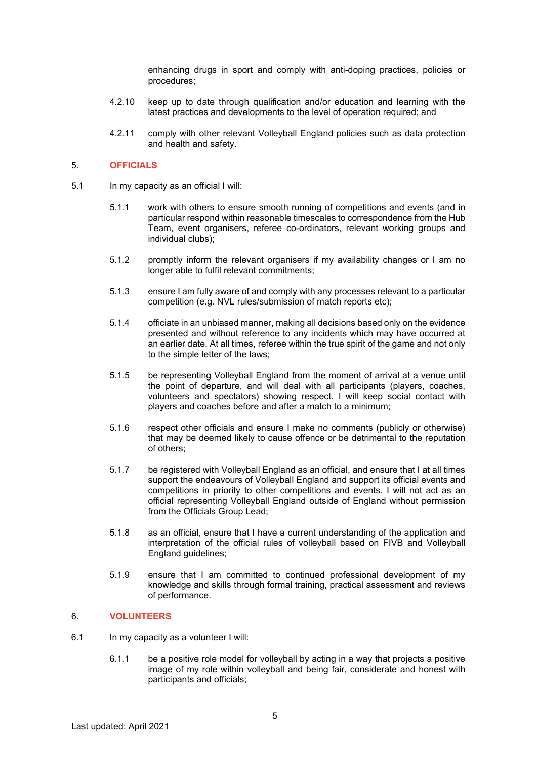enhancing drugs in sport and comply with anti-doping practices, policies or procedures;

4.2.10 keep up to date through qualification and/or education and learning with the latest practices and developments to the level of operation required; and

4.2.11 comply with other relevant Volleyball England policies such as data protection and health and safety.

## 5. OFFICIALS

5.1 In my capacity as an official I will:

5.1.1 work with others to ensure smooth running of competitions and events (and in particular respond within reasonable timescales to correspondence from the Hub Team, event organisers, referee co-ordinators, relevant working groups and individual clubs);

5.1.2 promptly inform the relevant organisers if my availability changes or I am no longer able to fulfil relevant commitments;

5.1.3 ensure I am fully aware of and comply with any processes relevant to a particular competition (e.g. NVL rules/submission of match reports etc);

5.1.4 officiate in an unbiased manner, making all decisions based only on the evidence presented and without reference to any incidents which may have occurred at an earlier date. At all times, referee within the true spirit of the game and not only to the simple letter of the laws;

5.1.5 be representing Volleyball England from the moment of arrival at a venue until the point of departure, and will deal with all participants (players, coaches, volunteers and spectators) showing respect. I will keep social contact with players and coaches before and after a match to a minimum;

5.1.6 respect other officials and ensure I make no comments (publicly or otherwise) that may be deemed likely to cause offence or be detrimental to the reputation of others;

5.1.7 be registered with Volleyball England as an official, and ensure that I at all times support the endeavours of Volleyball England and support its official events and competitions in priority to other competitions and events. I will not act as an official representing Volleyball England outside of England without permission from the Officials Group Lead;

5.1.8 as an official, ensure that I have a current understanding of the application and interpretation of the official rules of volleyball based on FIVB and Volleyball England guidelines;

5.1.9 ensure that I am committed to continued professional development of my knowledge and skills through formal training, practical assessment and reviews of performance.

## 6. VOLUNTEERS

6.1 In my capacity as a volunteer I will:

6.1.1 be a positive role model for volleyball by acting in a way that projects a positive image of my role within volleyball and being fair, considerate and honest with participants and officials;

Last updated: April 2021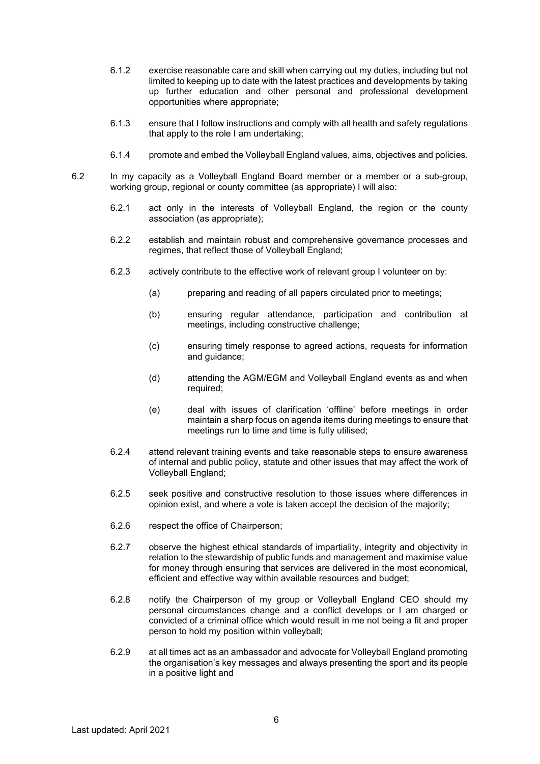6.1.2 exercise reasonable care and skill when carrying out my duties, including but not limited to keeping up to date with the latest practices and developments by taking up further education and other personal and professional development opportunities where appropriate;

6.1.3 ensure that I follow instructions and comply with all health and safety regulations that apply to the role I am undertaking;

6.1.4 promote and embed the Volleyball England values, aims, objectives and policies.

6.2 In my capacity as a Volleyball England Board member or a member or a sub-group, working group, regional or county committee (as appropriate) I will also:

6.2.1 act only in the interests of Volleyball England, the region or the county association (as appropriate);

6.2.2 establish and maintain robust and comprehensive governance processes and regimes, that reflect those of Volleyball England;

6.2.3 actively contribute to the effective work of relevant group I volunteer on by:

(a) preparing and reading of all papers circulated prior to meetings;

(b) ensuring regular attendance, participation and contribution at meetings, including constructive challenge;

(c) ensuring timely response to agreed actions, requests for information and guidance;

(d) attending the AGM/EGM and Volleyball England events as and when required;

(e) deal with issues of clarification 'offline' before meetings in order maintain a sharp focus on agenda items during meetings to ensure that meetings run to time and time is fully utilised;

6.2.4 attend relevant training events and take reasonable steps to ensure awareness of internal and public policy, statute and other issues that may affect the work of Volleyball England;

6.2.5 seek positive and constructive resolution to those issues where differences in opinion exist, and where a vote is taken accept the decision of the majority;

6.2.6 respect the office of Chairperson;

6.2.7 observe the highest ethical standards of impartiality, integrity and objectivity in relation to the stewardship of public funds and management and maximise value for money through ensuring that services are delivered in the most economical, efficient and effective way within available resources and budget;

6.2.8 notify the Chairperson of my group or Volleyball England CEO should my personal circumstances change and a conflict develops or I am charged or convicted of a criminal office which would result in me not being a fit and proper person to hold my position within volleyball;

6.2.9 at all times act as an ambassador and advocate for Volleyball England promoting the organisation's key messages and always presenting the sport and its people in a positive light and

Last updated: April 2021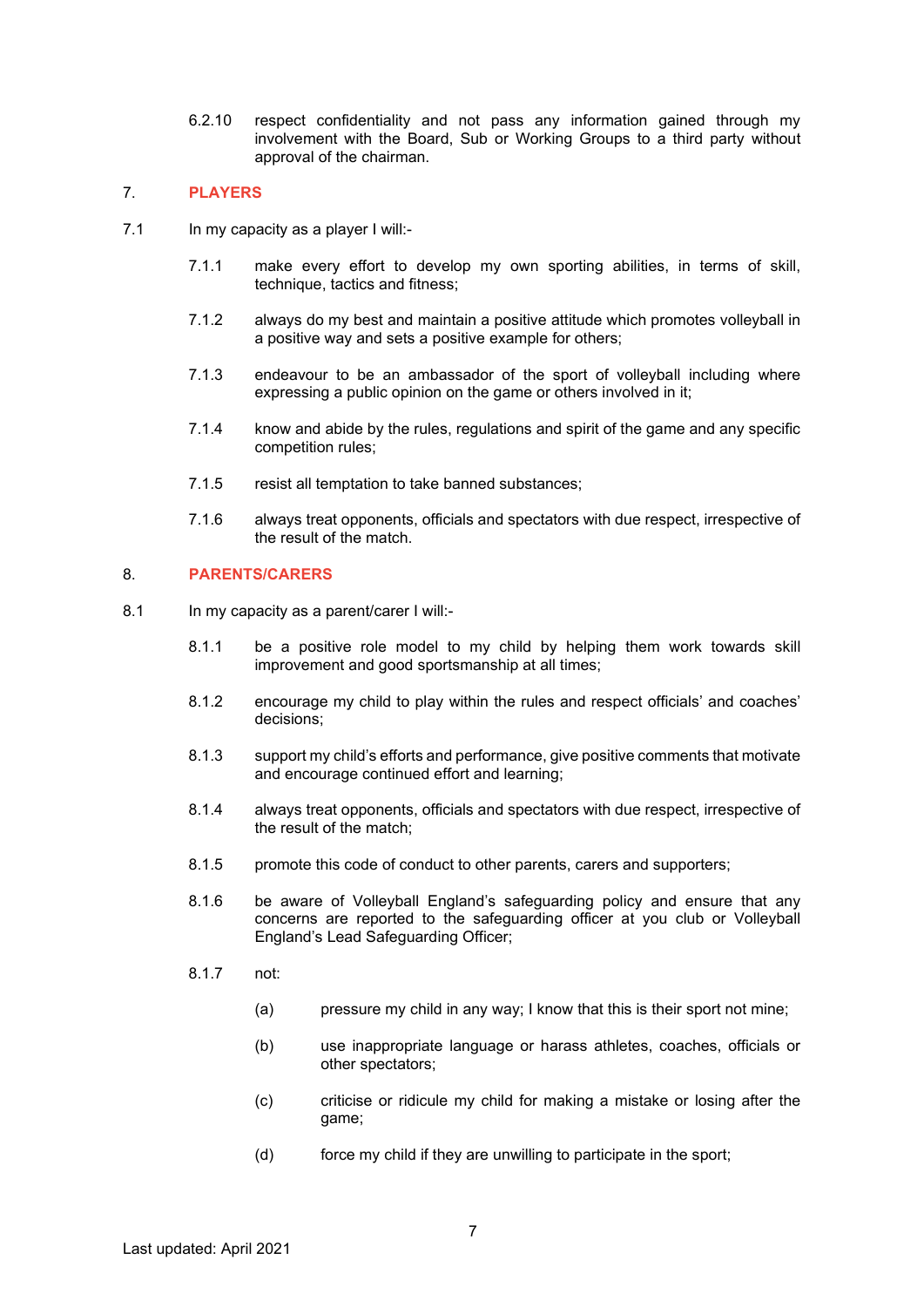6.2.10 respect confidentiality and not pass any information gained through my involvement with the Board, Sub or Working Groups to a third party without approval of the chairman.

## 7. PLAYERS

7.1 In my capacity as a player I will:-

7.1.1 make every effort to develop my own sporting abilities, in terms of skill, technique, tactics and fitness;

7.1.2 always do my best and maintain a positive attitude which promotes volleyball in a positive way and sets a positive example for others;

7.1.3 endeavour to be an ambassador of the sport of volleyball including where expressing a public opinion on the game or others involved in it;

7.1.4 know and abide by the rules, regulations and spirit of the game and any specific competition rules;

7.1.5 resist all temptation to take banned substances;

7.1.6 always treat opponents, officials and spectators with due respect, irrespective of the result of the match.

## 8. PARENTS/CARERS

8.1 In my capacity as a parent/carer I will:-

8.1.1 be a positive role model to my child by helping them work towards skill improvement and good sportsmanship at all times;

8.1.2 encourage my child to play within the rules and respect officials' and coaches' decisions;

8.1.3 support my child's efforts and performance, give positive comments that motivate and encourage continued effort and learning;

8.1.4 always treat opponents, officials and spectators with due respect, irrespective of the result of the match;

8.1.5 promote this code of conduct to other parents, carers and supporters;

8.1.6 be aware of Volleyball England's safeguarding policy and ensure that any concerns are reported to the safeguarding officer at you club or Volleyball England's Lead Safeguarding Officer;

8.1.7 not:

(a) pressure my child in any way; I know that this is their sport not mine;

(b) use inappropriate language or harass athletes, coaches, officials or other spectators;

(c) criticise or ridicule my child for making a mistake or losing after the game;

(d) force my child if they are unwilling to participate in the sport;

Last updated: April 2021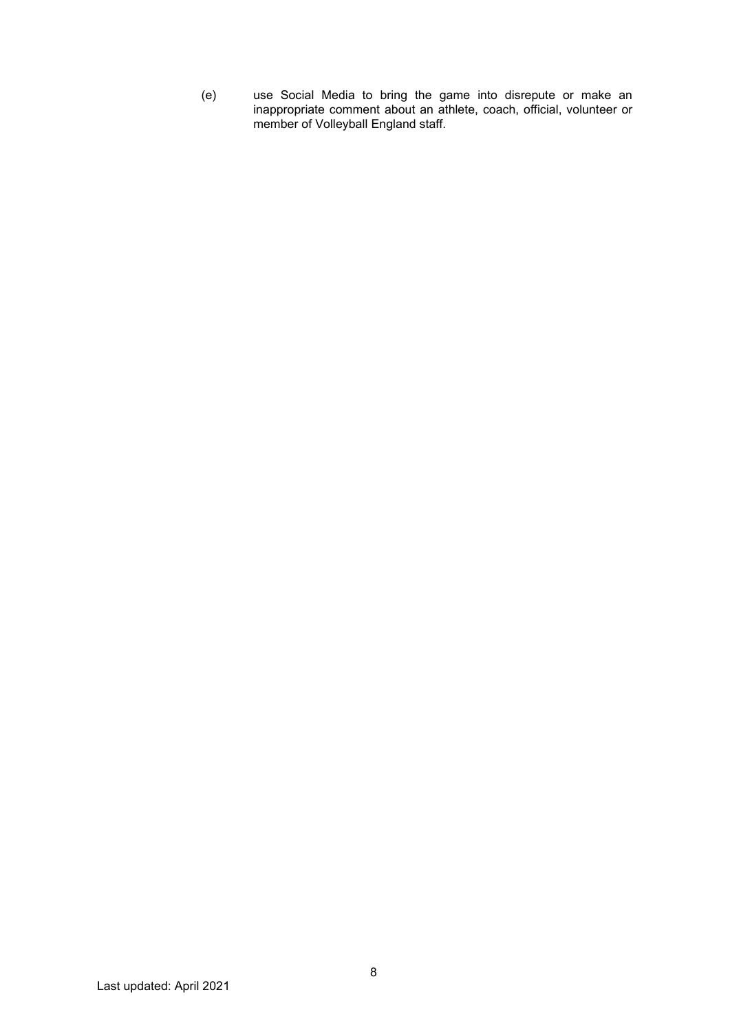(e) use Social Media to bring the game into disrepute or make an inappropriate comment about an athlete, coach, official, volunteer or member of Volleyball England staff.